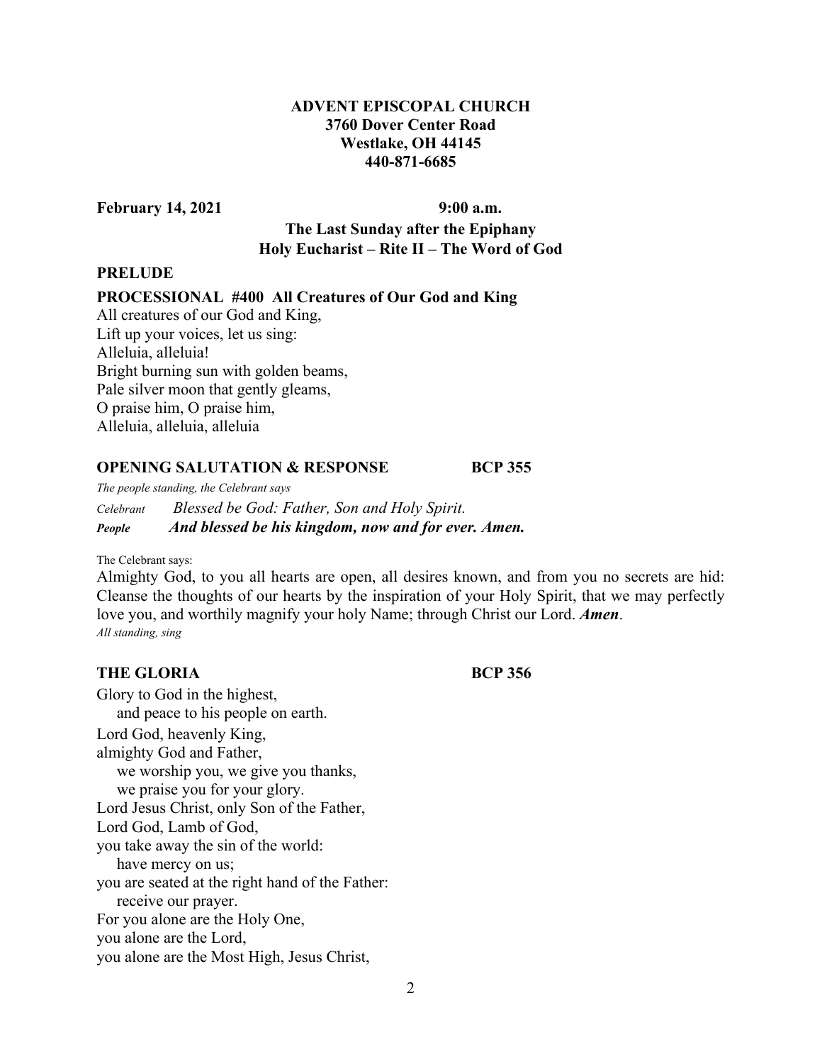**ADVENT EPISCOPAL CHURCH**
**3760 Dover Center Road**
**Westlake, OH 44145**
**440-871-6685**

**February 14, 2021** **9:00 a.m.**

**The Last Sunday after the Epiphany**
**Holy Eucharist – Rite II – The Word of God**

**PRELUDE**

**PROCESSIONAL #400 All Creatures of Our God and King**

All creatures of our God and King,
Lift up your voices, let us sing:
Alleluia, alleluia!
Bright burning sun with golden beams,
Pale silver moon that gently gleams,
O praise him, O praise him,
Alleluia, alleluia, alleluia

**OPENING SALUTATION & RESPONSE** **BCP 355**

*The people standing, the Celebrant says*

*Celebrant* *Blessed be God: Father, Son and Holy Spirit.*
***People*** ***And blessed be his kingdom, now and for ever. Amen.***

The Celebrant says:

Almighty God, to you all hearts are open, all desires known, and from you no secrets are hid: Cleanse the thoughts of our hearts by the inspiration of your Holy Spirit, that we may perfectly love you, and worthily magnify your holy Name; through Christ our Lord. ***Amen***.

*All standing, sing*

**THE GLORIA** **BCP 356**

Glory to God in the highest,
and peace to his people on earth.
Lord God, heavenly King,
almighty God and Father,
we worship you, we give you thanks,
we praise you for your glory.
Lord Jesus Christ, only Son of the Father,
Lord God, Lamb of God,
you take away the sin of the world:
have mercy on us;
you are seated at the right hand of the Father:
receive our prayer.
For you alone are the Holy One,
you alone are the Lord,
you alone are the Most High, Jesus Christ,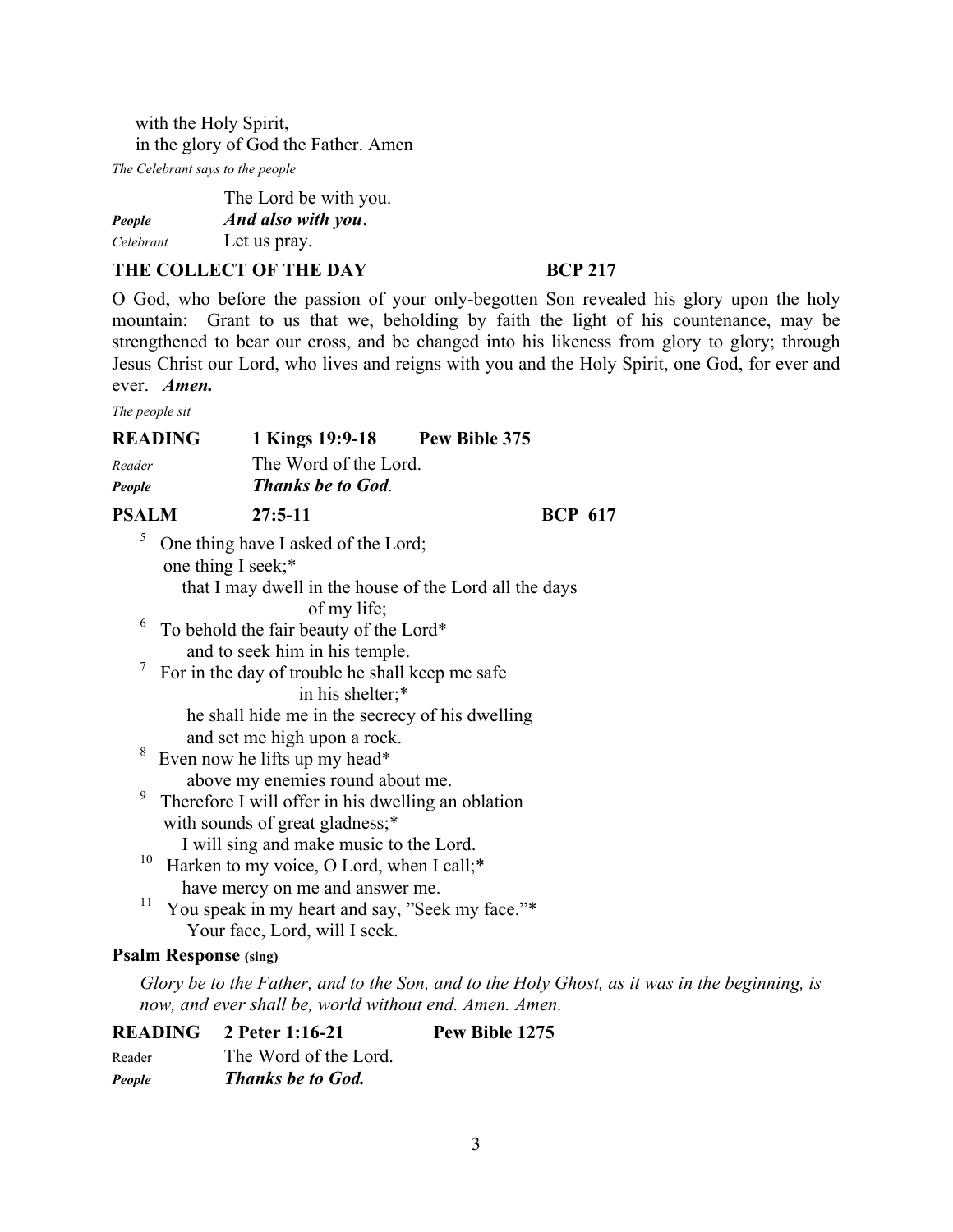with the Holy Spirit,
in the glory of God the Father. Amen

*The Celebrant says to the people*

The Lord be with you.
*People* ***And also with you*.**
*Celebrant* Let us pray.

**THE COLLECT OF THE DAY BCP 217**

O God, who before the passion of your only-begotten Son revealed his glory upon the holy mountain: Grant to us that we, beholding by faith the light of his countenance, may be strengthened to bear our cross, and be changed into his likeness from glory to glory; through Jesus Christ our Lord, who lives and reigns with you and the Holy Spirit, one God, for ever and ever. ***Amen.***

*The people sit*

**READING 1 Kings 19:9-18 Pew Bible 375**

*Reader* The Word of the Lord.
***People*** ***Thanks be to God*.**

**PSALM 27:5-11 BCP 617**

[5] One thing have I asked of the Lord;
one thing I seek;*
that I may dwell in the house of the Lord all the days of my life;
[6] To behold the fair beauty of the Lord*
and to seek him in his temple.
[7] For in the day of trouble he shall keep me safe in his shelter;*
he shall hide me in the secrecy of his dwelling
and set me high upon a rock.
[8] Even now he lifts up my head*
above my enemies round about me.
[9] Therefore I will offer in his dwelling an oblation
with sounds of great gladness;*
I will sing and make music to the Lord.
[10] Harken to my voice, O Lord, when I call;*
have mercy on me and answer me.
[11] You speak in my heart and say, "Seek my face."*
Your face, Lord, will I seek.

**Psalm Response (sing)**

*Glory be to the Father, and to the Son, and to the Holy Ghost, as it was in the beginning, is now, and ever shall be, world without end. Amen. Amen.*

**READING 2 Peter 1:16-21 Pew Bible 1275**

Reader The Word of the Lord.
***People*** ***Thanks be to God.***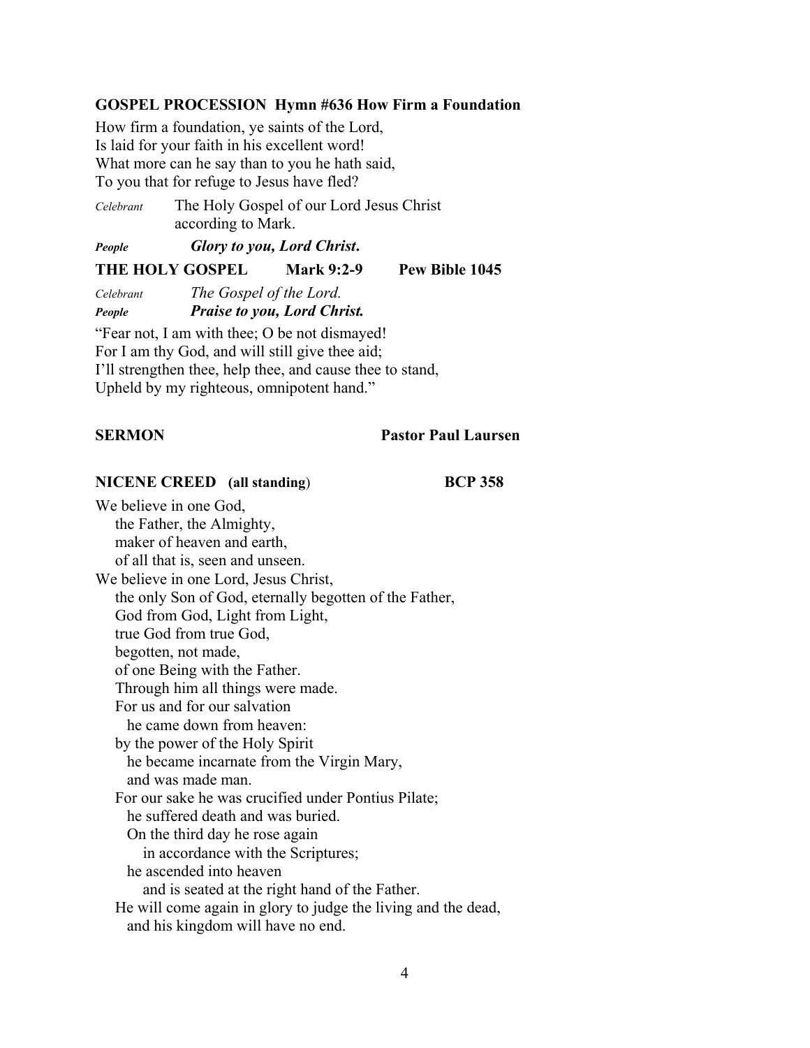**GOSPEL PROCESSION Hymn #636 How Firm a Foundation**

How firm a foundation, ye saints of the Lord,
Is laid for your faith in his excellent word!
What more can he say than to you he hath said,
To you that for refuge to Jesus have fled?

*Celebrant* The Holy Gospel of our Lord Jesus Christ according to Mark.

***People*** ***Glory to you, Lord Christ.***

**THE HOLY GOSPEL Mark 9:2-9 Pew Bible 1045**

*Celebrant* *The Gospel of the Lord.*
***People*** ***Praise to you, Lord Christ.***

"Fear not, I am with thee; O be not dismayed!
For I am thy God, and will still give thee aid;
I'll strengthen thee, help thee, and cause thee to stand,
Upheld by my righteous, omnipotent hand."

**SERMON Pastor Paul Laursen**

**NICENE CREED (all standing) BCP 358**

We believe in one God,
the Father, the Almighty,
maker of heaven and earth,
of all that is, seen and unseen.
We believe in one Lord, Jesus Christ,
the only Son of God, eternally begotten of the Father,
God from God, Light from Light,
true God from true God,
begotten, not made,
of one Being with the Father.
Through him all things were made.
For us and for our salvation
he came down from heaven:
by the power of the Holy Spirit
he became incarnate from the Virgin Mary,
and was made man.
For our sake he was crucified under Pontius Pilate;
he suffered death and was buried.
On the third day he rose again
in accordance with the Scriptures;
he ascended into heaven
and is seated at the right hand of the Father.
He will come again in glory to judge the living and the dead,
and his kingdom will have no end.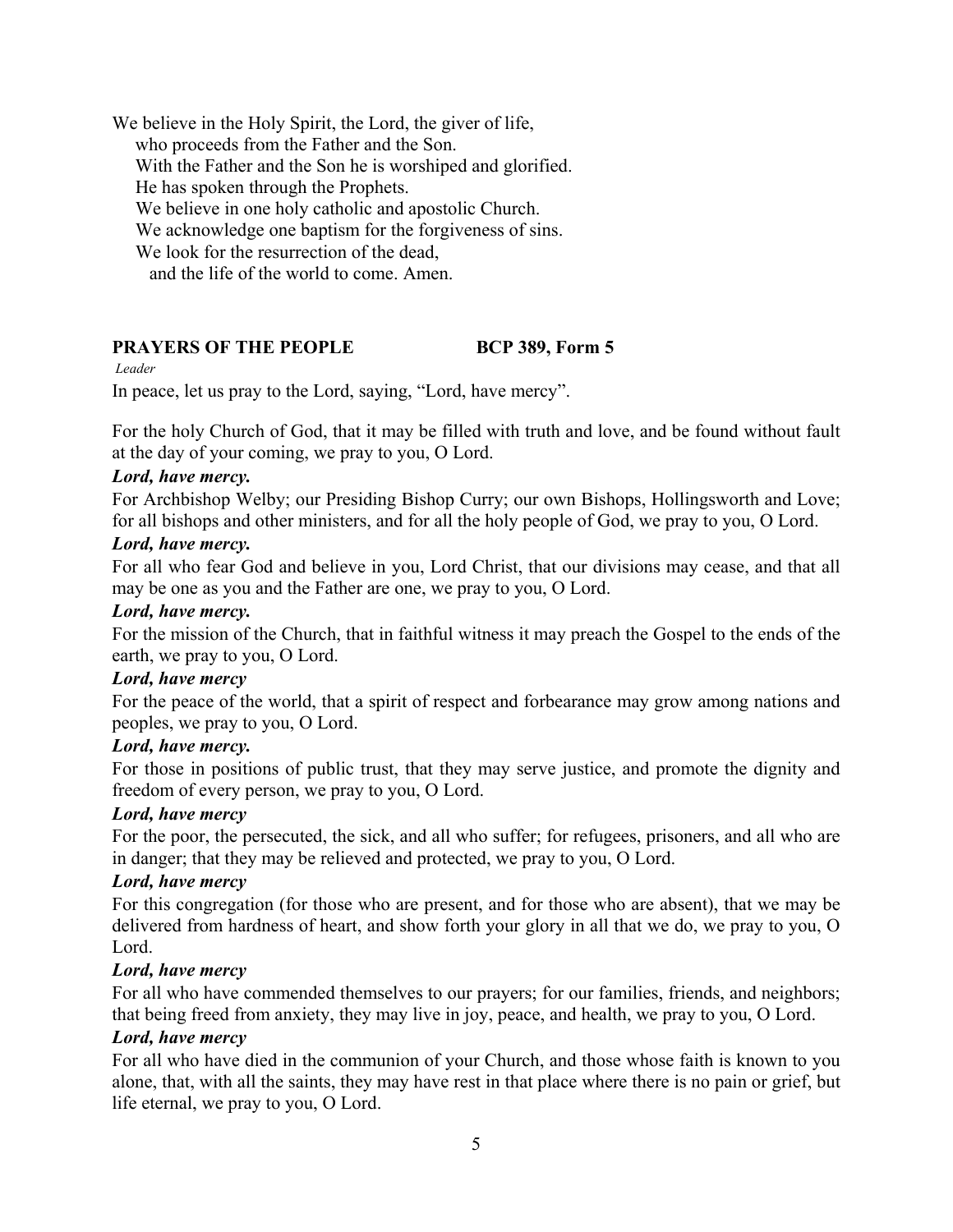We believe in the Holy Spirit, the Lord, the giver of life,
who proceeds from the Father and the Son.
With the Father and the Son he is worshiped and glorified.
He has spoken through the Prophets.
We believe in one holy catholic and apostolic Church.
We acknowledge one baptism for the forgiveness of sins.
We look for the resurrection of the dead,
and the life of the world to come. Amen.

**PRAYERS OF THE PEOPLE BCP 389, Form 5**

*Leader*

In peace, let us pray to the Lord, saying, "Lord, have mercy".

For the holy Church of God, that it may be filled with truth and love, and be found without fault at the day of your coming, we pray to you, O Lord.

***Lord, have mercy.***

For Archbishop Welby; our Presiding Bishop Curry; our own Bishops, Hollingsworth and Love; for all bishops and other ministers, and for all the holy people of God, we pray to you, O Lord.

***Lord, have mercy.***

For all who fear God and believe in you, Lord Christ, that our divisions may cease, and that all may be one as you and the Father are one, we pray to you, O Lord.

***Lord, have mercy.***

For the mission of the Church, that in faithful witness it may preach the Gospel to the ends of the earth, we pray to you, O Lord.

***Lord, have mercy***

For the peace of the world, that a spirit of respect and forbearance may grow among nations and peoples, we pray to you, O Lord.

***Lord, have mercy.***

For those in positions of public trust, that they may serve justice, and promote the dignity and freedom of every person, we pray to you, O Lord.

***Lord, have mercy***

For the poor, the persecuted, the sick, and all who suffer; for refugees, prisoners, and all who are in danger; that they may be relieved and protected, we pray to you, O Lord.

***Lord, have mercy***

For this congregation (for those who are present, and for those who are absent), that we may be delivered from hardness of heart, and show forth your glory in all that we do, we pray to you, O Lord.

***Lord, have mercy***

For all who have commended themselves to our prayers; for our families, friends, and neighbors; that being freed from anxiety, they may live in joy, peace, and health, we pray to you, O Lord.

***Lord, have mercy***

For all who have died in the communion of your Church, and those whose faith is known to you alone, that, with all the saints, they may have rest in that place where there is no pain or grief, but life eternal, we pray to you, O Lord.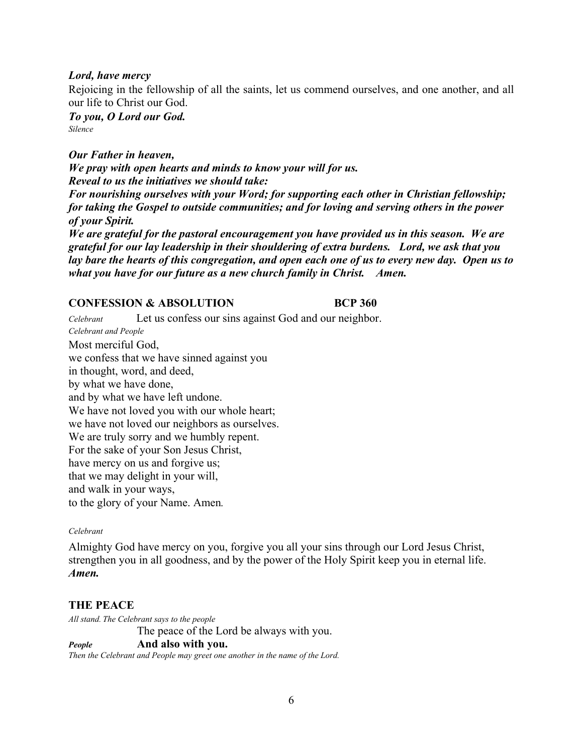***Lord, have mercy***

Rejoicing in the fellowship of all the saints, let us commend ourselves, and one another, and all our life to Christ our God.

***To you, O Lord our God.***

*Silence*

***Our Father in heaven,***
***We pray with open hearts and minds to know your will for us.***
***Reveal to us the initiatives we should take:***
***For nourishing ourselves with your Word; for supporting each other in Christian fellowship; for taking the Gospel to outside communities; and for loving and serving others in the power of your Spirit.***
***We are grateful for the pastoral encouragement you have provided us in this season. We are grateful for our lay leadership in their shouldering of extra burdens. Lord, we ask that you lay bare the hearts of this congregation, and open each one of us to every new day. Open us to what you have for our future as a new church family in Christ. Amen.***

**CONFESSION & ABSOLUTION** **BCP 360**

*Celebrant* Let us confess our sins against God and our neighbor.

*Celebrant and People*

Most merciful God,
we confess that we have sinned against you
in thought, word, and deed,
by what we have done,
and by what we have left undone.
We have not loved you with our whole heart;
we have not loved our neighbors as ourselves.
We are truly sorry and we humbly repent.
For the sake of your Son Jesus Christ,
have mercy on us and forgive us;
that we may delight in your will,
and walk in your ways,
to the glory of your Name. Amen.

*Celebrant*

Almighty God have mercy on you, forgive you all your sins through our Lord Jesus Christ, strengthen you in all goodness, and by the power of the Holy Spirit keep you in eternal life.
***Amen.***

**THE PEACE**

*All stand. The Celebrant says to the people*

The peace of the Lord be always with you.

***People*** **And also with you.**

*Then the Celebrant and People may greet one another in the name of the Lord.*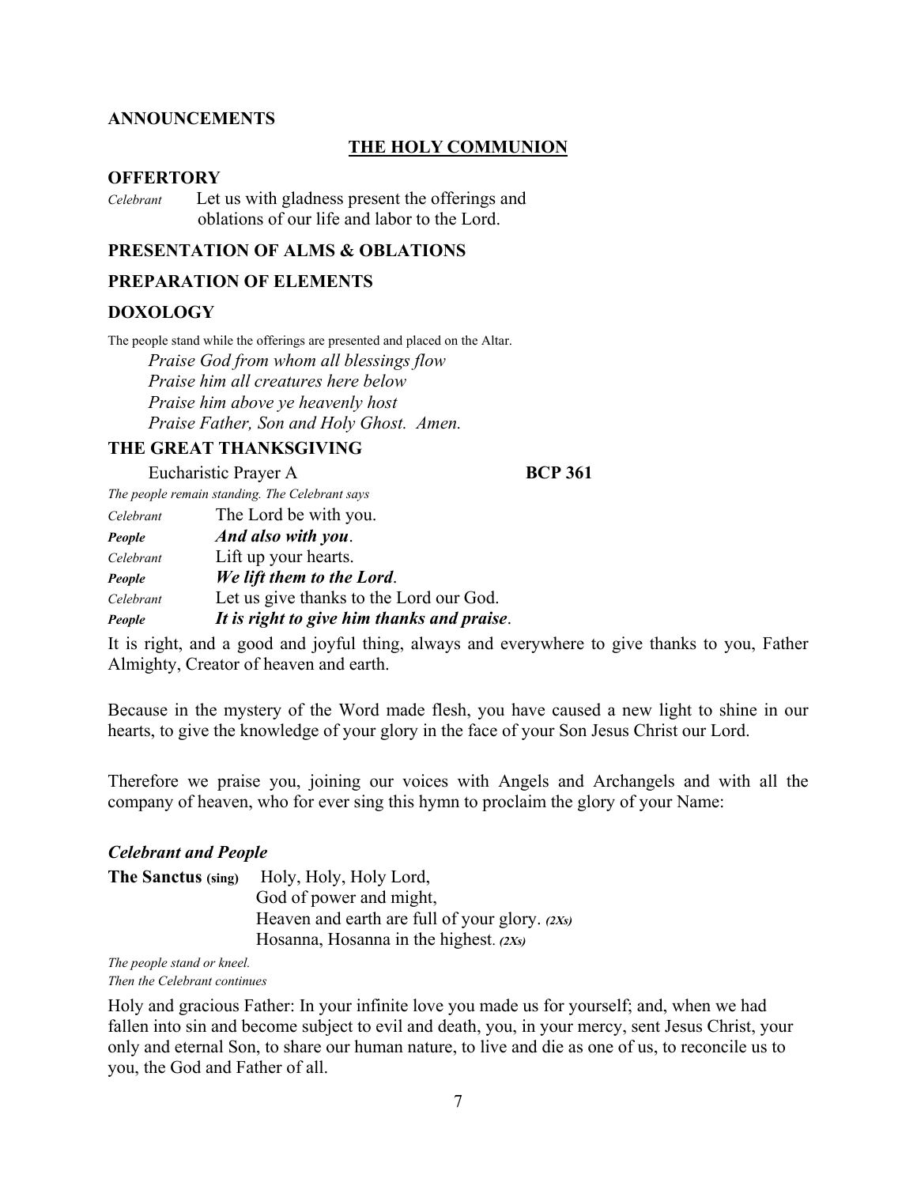**ANNOUNCEMENTS**

## THE HOLY COMMUNION

### OFFERTORY

*Celebrant* Let us with gladness present the offerings and oblations of our life and labor to the Lord.

### PRESENTATION OF ALMS & OBLATIONS

### PREPARATION OF ELEMENTS

### DOXOLOGY

The people stand while the offerings are presented and placed on the Altar.

*Praise God from whom all blessings flow*
*Praise him all creatures here below*
*Praise him above ye heavenly host*
*Praise Father, Son and Holy Ghost. Amen.*

### THE GREAT THANKSGIVING

Eucharistic Prayer A **BCP 361**

*The people remain standing. The Celebrant says*

*Celebrant* The Lord be with you.
***People*** ***And also with you***.
*Celebrant* Lift up your hearts.
***People*** ***We lift them to the Lord***.
*Celebrant* Let us give thanks to the Lord our God.
***People*** ***It is right to give him thanks and praise***.

It is right, and a good and joyful thing, always and everywhere to give thanks to you, Father Almighty, Creator of heaven and earth.

Because in the mystery of the Word made flesh, you have caused a new light to shine in our hearts, to give the knowledge of your glory in the face of your Son Jesus Christ our Lord.

Therefore we praise you, joining our voices with Angels and Archangels and with all the company of heaven, who for ever sing this hymn to proclaim the glory of your Name:

***Celebrant and People***

**The Sanctus (sing)** Holy, Holy, Holy Lord,
God of power and might,
Heaven and earth are full of your glory. ***(2Xs)***
Hosanna, Hosanna in the highest. ***(2Xs)***

*The people stand or kneel.*
*Then the Celebrant continues*

Holy and gracious Father: In your infinite love you made us for yourself; and, when we had fallen into sin and become subject to evil and death, you, in your mercy, sent Jesus Christ, your only and eternal Son, to share our human nature, to live and die as one of us, to reconcile us to you, the God and Father of all.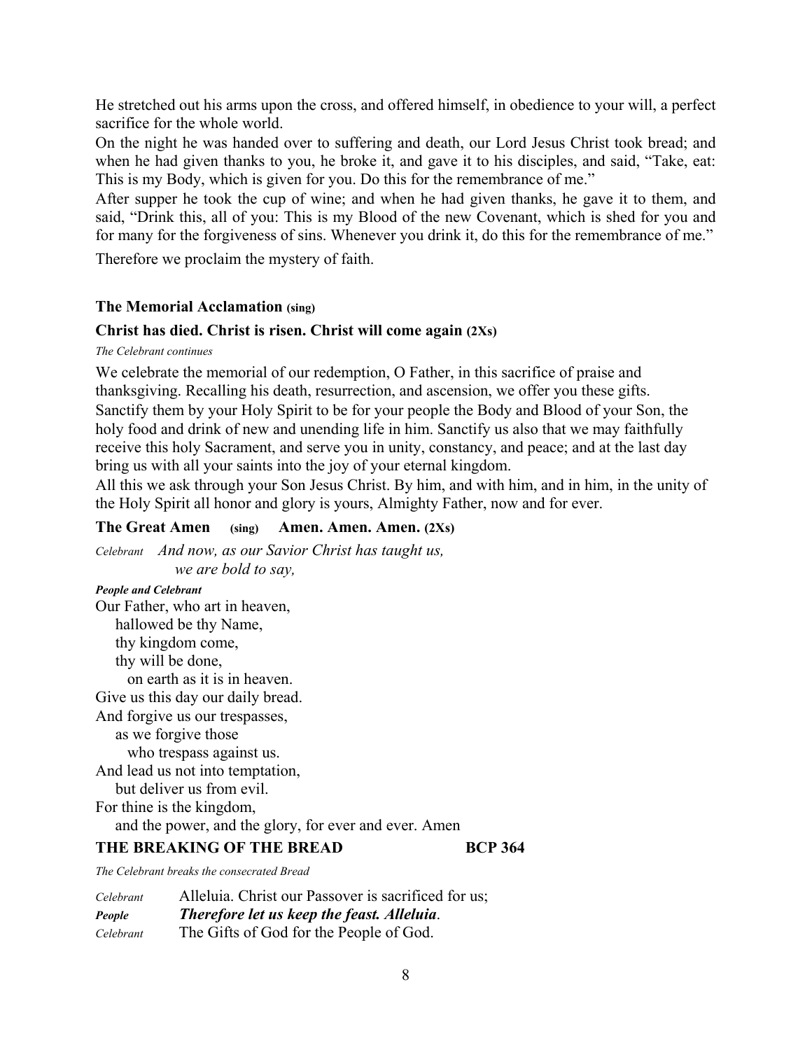He stretched out his arms upon the cross, and offered himself, in obedience to your will, a perfect sacrifice for the whole world.

On the night he was handed over to suffering and death, our Lord Jesus Christ took bread; and when he had given thanks to you, he broke it, and gave it to his disciples, and said, "Take, eat: This is my Body, which is given for you. Do this for the remembrance of me."

After supper he took the cup of wine; and when he had given thanks, he gave it to them, and said, "Drink this, all of you: This is my Blood of the new Covenant, which is shed for you and for many for the forgiveness of sins. Whenever you drink it, do this for the remembrance of me."

Therefore we proclaim the mystery of faith.

**The Memorial Acclamation (sing)**

**Christ has died. Christ is risen. Christ will come again (2Xs)**

*The Celebrant continues*

We celebrate the memorial of our redemption, O Father, in this sacrifice of praise and thanksgiving. Recalling his death, resurrection, and ascension, we offer you these gifts. Sanctify them by your Holy Spirit to be for your people the Body and Blood of your Son, the holy food and drink of new and unending life in him. Sanctify us also that we may faithfully receive this holy Sacrament, and serve you in unity, constancy, and peace; and at the last day bring us with all your saints into the joy of your eternal kingdom.

All this we ask through your Son Jesus Christ. By him, and with him, and in him, in the unity of the Holy Spirit all honor and glory is yours, Almighty Father, now and for ever.

**The Great Amen (sing) Amen. Amen. Amen. (2Xs)**

*Celebrant* *And now, as our Savior Christ has taught us,*
*we are bold to say,*

***People and Celebrant***

Our Father, who art in heaven,
hallowed be thy Name,
thy kingdom come,
thy will be done,
on earth as it is in heaven.
Give us this day our daily bread.
And forgive us our trespasses,
as we forgive those
who trespass against us.
And lead us not into temptation,
but deliver us from evil.
For thine is the kingdom,
and the power, and the glory, for ever and ever. Amen

**THE BREAKING OF THE BREAD BCP 364**

*The Celebrant breaks the consecrated Bread*

*Celebrant* Alleluia. Christ our Passover is sacrificed for us;
***People*** ***Therefore let us keep the feast. Alleluia.***
*Celebrant* The Gifts of God for the People of God.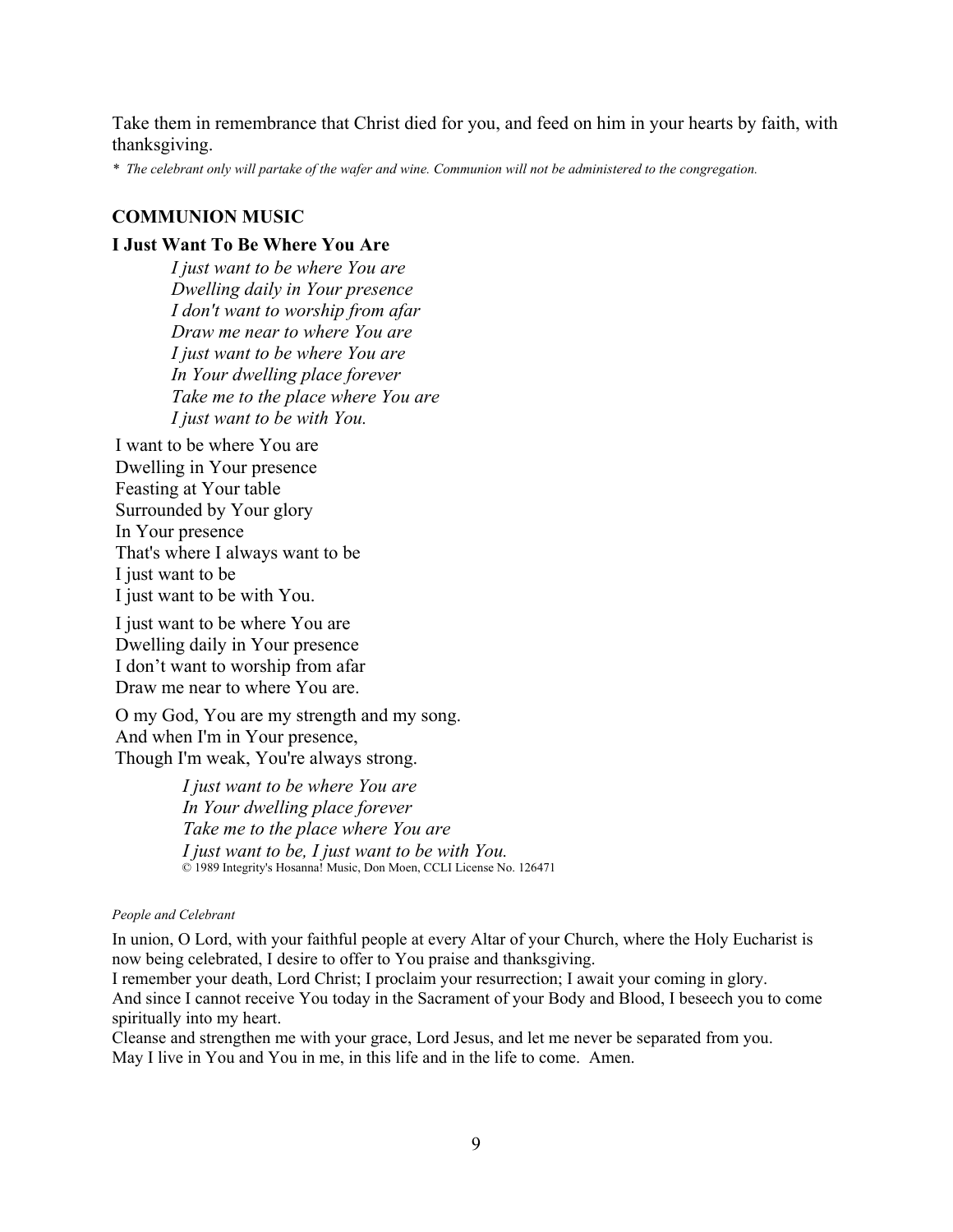Take them in remembrance that Christ died for you, and feed on him in your hearts by faith, with thanksgiving.

*\* The celebrant only will partake of the wafer and wine. Communion will not be administered to the congregation.*

### COMMUNION MUSIC

**I Just Want To Be Where You Are**

*I just want to be where You are*
*Dwelling daily in Your presence*
*I don't want to worship from afar*
*Draw me near to where You are*
*I just want to be where You are*
*In Your dwelling place forever*
*Take me to the place where You are*
*I just want to be with You.*

I want to be where You are
Dwelling in Your presence
Feasting at Your table
Surrounded by Your glory
In Your presence
That's where I always want to be
I just want to be
I just want to be with You.

I just want to be where You are
Dwelling daily in Your presence
I don't want to worship from afar
Draw me near to where You are.

O my God, You are my strength and my song.
And when I'm in Your presence,
Though I'm weak, You're always strong.

*I just want to be where You are*
*In Your dwelling place forever*
*Take me to the place where You are*
*I just want to be, I just want to be with You.*
© 1989 Integrity's Hosanna! Music, Don Moen, CCLI License No. 126471

*People and Celebrant*

In union, O Lord, with your faithful people at every Altar of your Church, where the Holy Eucharist is now being celebrated, I desire to offer to You praise and thanksgiving.
I remember your death, Lord Christ; I proclaim your resurrection; I await your coming in glory.
And since I cannot receive You today in the Sacrament of your Body and Blood, I beseech you to come spiritually into my heart.
Cleanse and strengthen me with your grace, Lord Jesus, and let me never be separated from you.
May I live in You and You in me, in this life and in the life to come. Amen.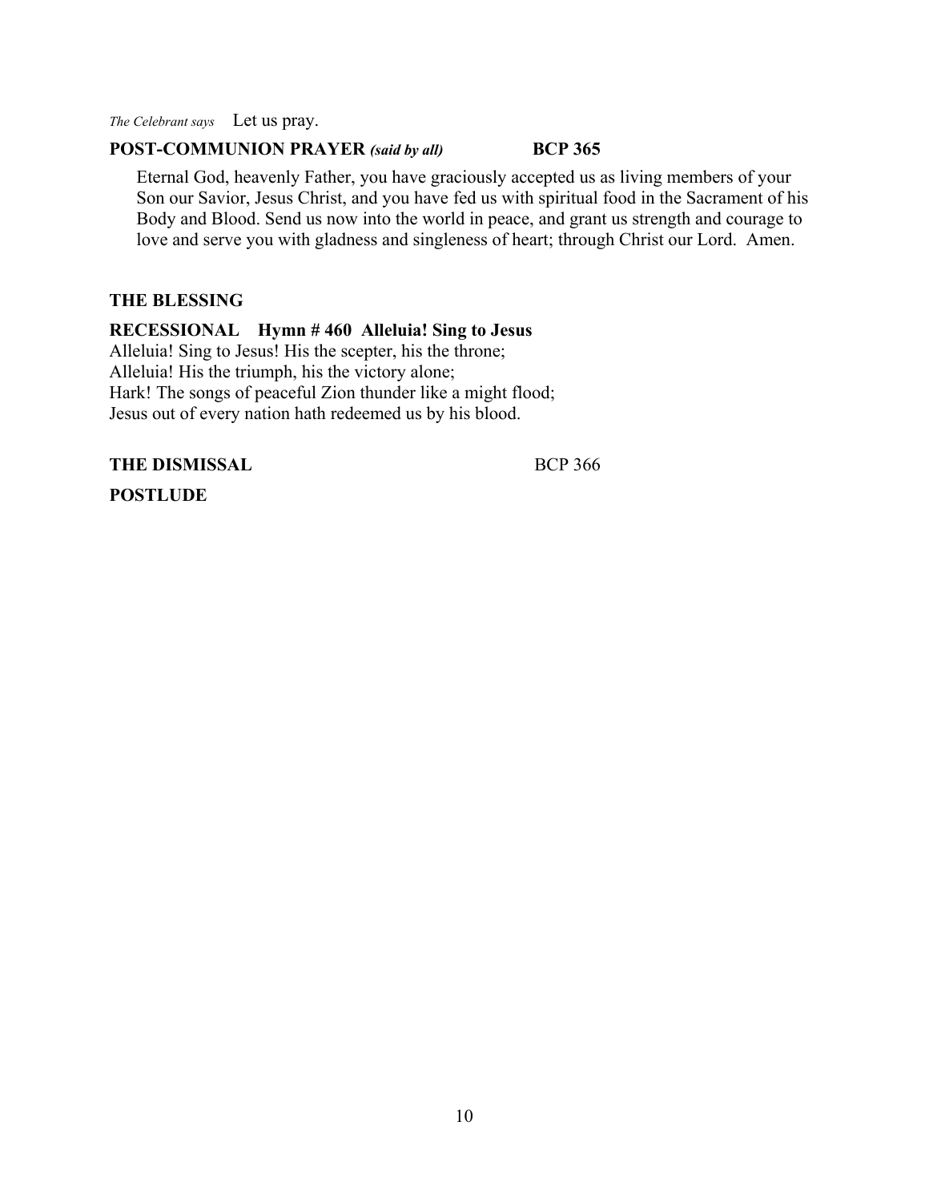*The Celebrant says* Let us pray.

**POST-COMMUNION PRAYER *(said by all)*** **BCP 365**

Eternal God, heavenly Father, you have graciously accepted us as living members of your Son our Savior, Jesus Christ, and you have fed us with spiritual food in the Sacrament of his Body and Blood. Send us now into the world in peace, and grant us strength and courage to love and serve you with gladness and singleness of heart; through Christ our Lord. Amen.

**THE BLESSING**

**RECESSIONAL Hymn # 460 Alleluia! Sing to Jesus**

Alleluia! Sing to Jesus! His the scepter, his the throne;
Alleluia! His the triumph, his the victory alone;
Hark! The songs of peaceful Zion thunder like a might flood;
Jesus out of every nation hath redeemed us by his blood.

**THE DISMISSAL** BCP 366

**POSTLUDE**